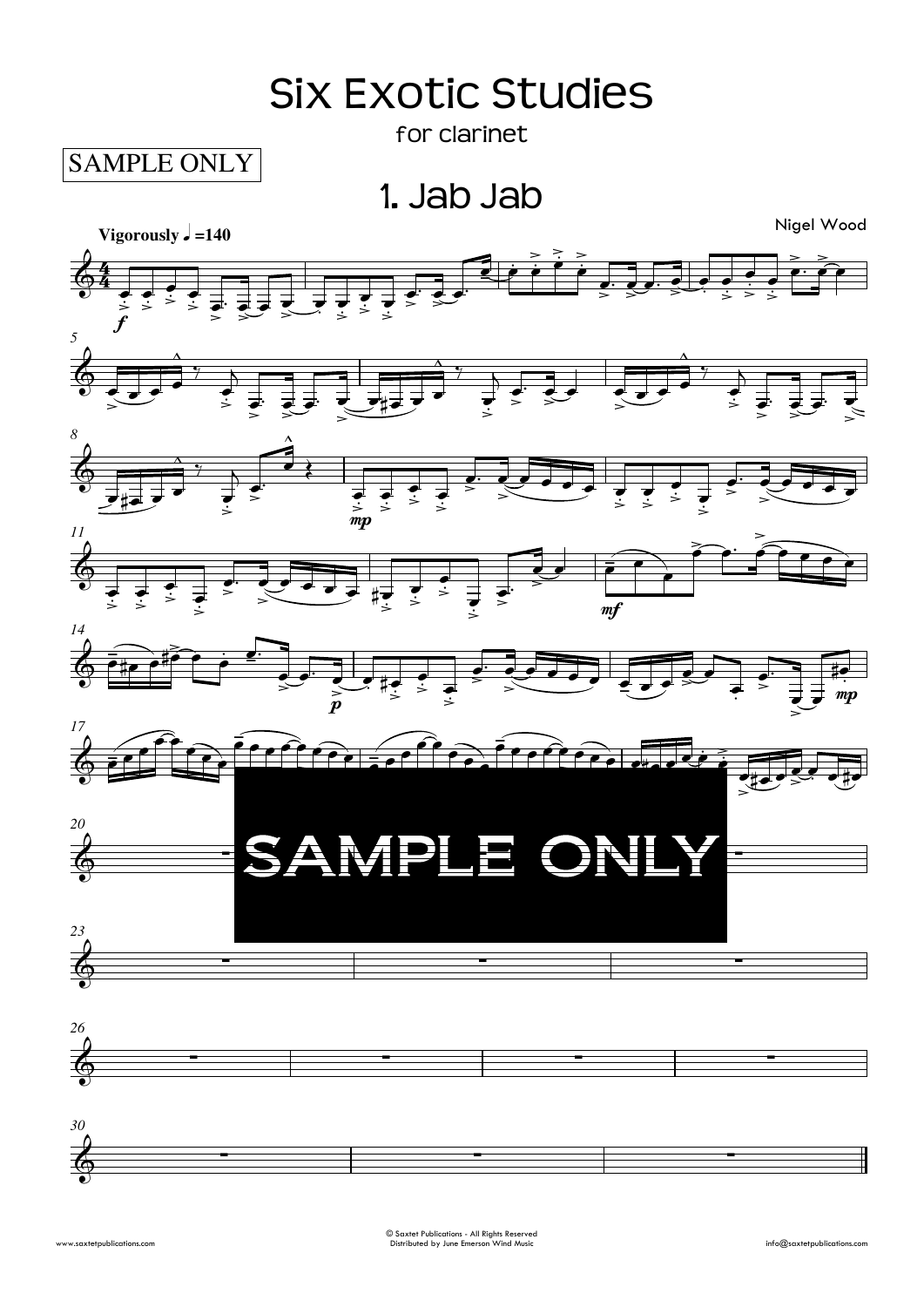# Six Exotic Studies

for clarinet

SAMPLE ONLY

## 1. Jab Jab

Nigel Wood

**Vigorously** ♩ **=140**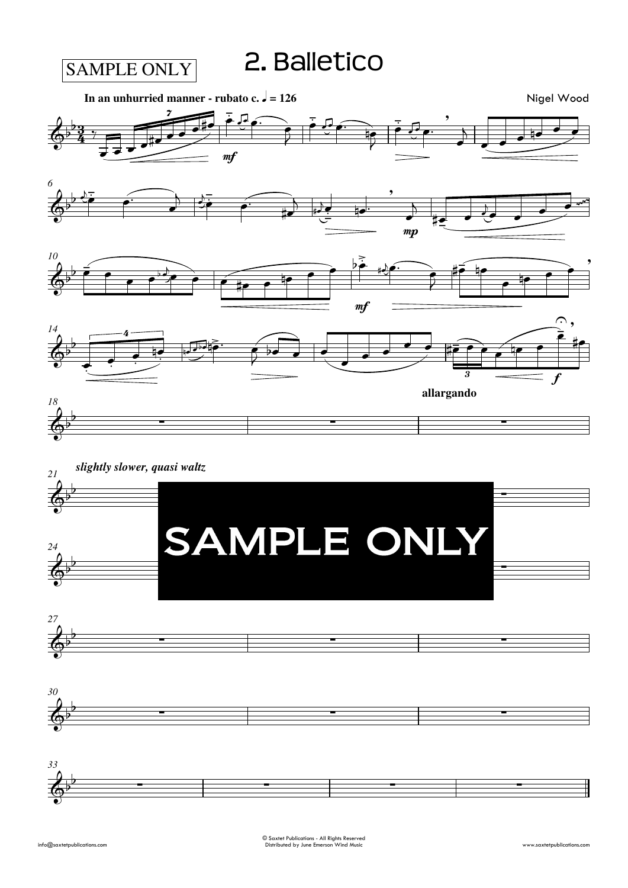SAMPLE ONLY

# 2. Balletico

**In an unhurried manner - rubato c. ♩ = 126**

Nigel Wood

*mf*

*mp*

*mf*

**allargando**

*f*

*slightly slower, quasi waltz*

SAMPLE ONLY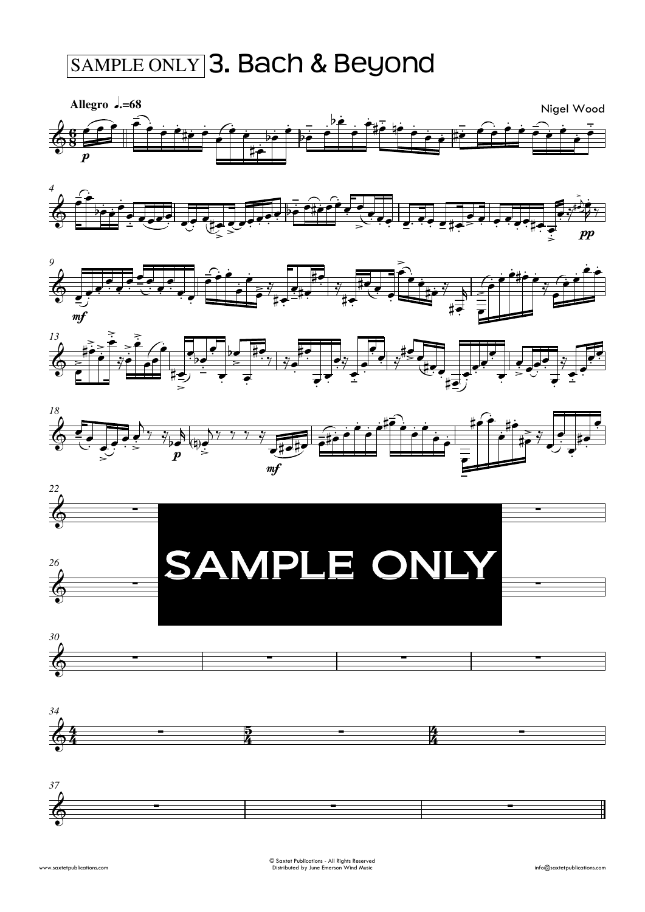SAMPLE ONLY

# 3. Bach & Beyond

**Allegro** ♩.=68

Nigel Wood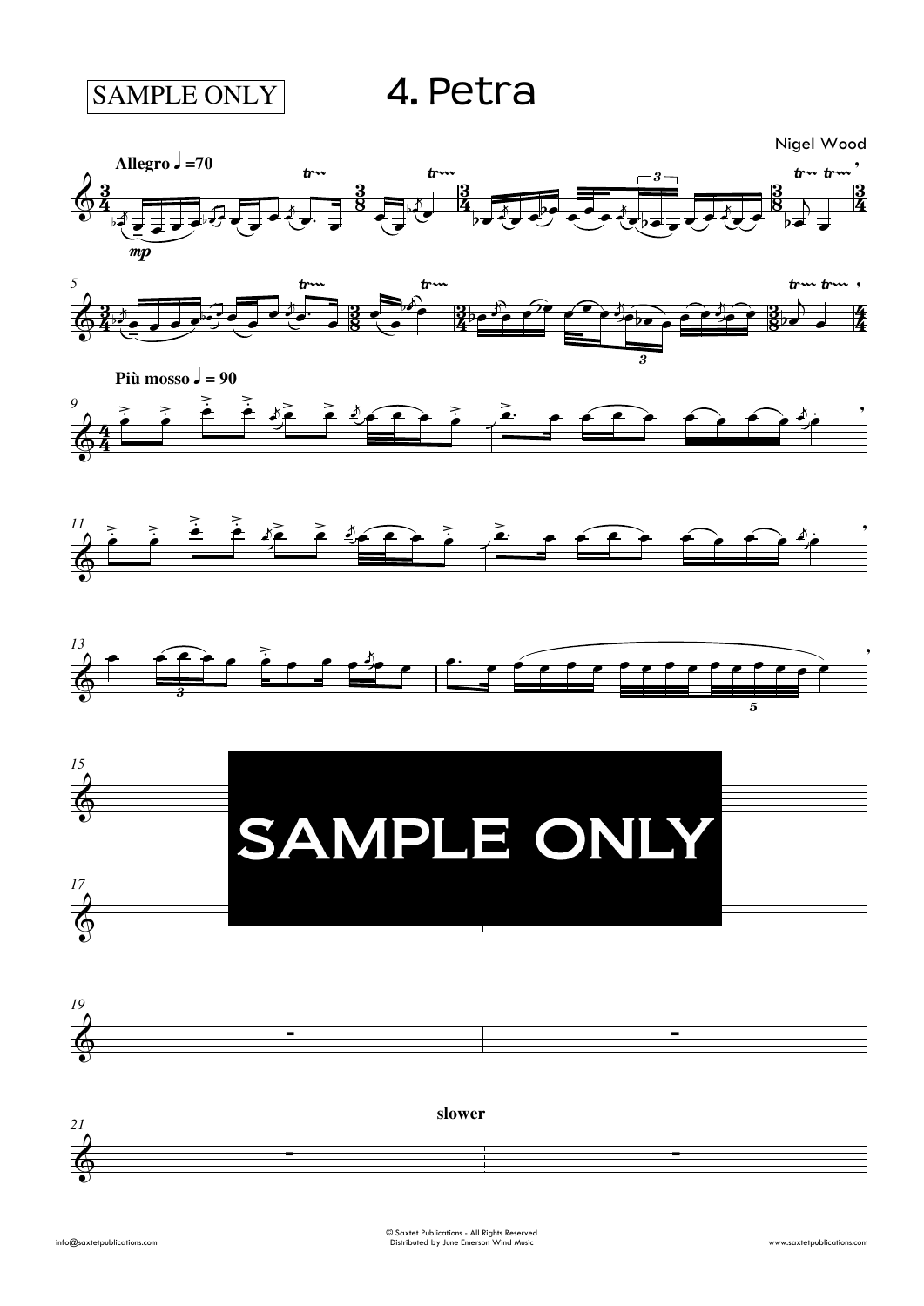SAMPLE ONLY

# 4. Petra

Nigel Wood

**Allegro** ♩ =70

**Più mosso** ♩ = 90

SAMPLE ONLY

**slower**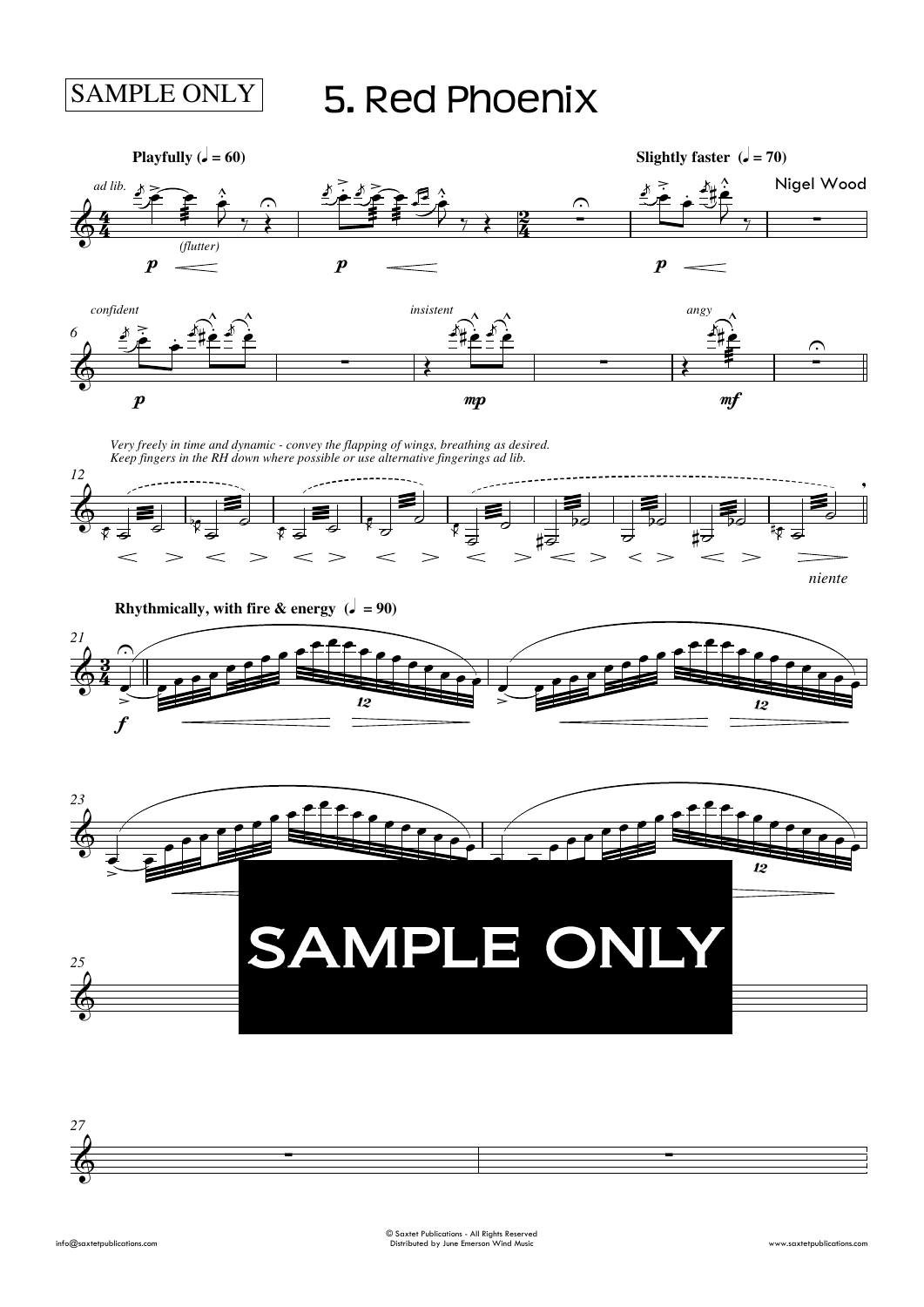SAMPLE ONLY

# 5. Red Phoenix

Nigel Wood

**Playfully (♩ = 60)**

*ad lib.*

*(flutter)*

**Slightly faster (♩ = 70)**

*confident*

*insistent*

*angy*

*Very freely in time and dynamic - convey the flapping of wings, breathing as desired.*
*Keep fingers in the RH down where possible or use alternative fingerings ad lib.*

*niente*

**Rhythmically, with fire & energy (♩ = 90)**

SAMPLE ONLY

© Saxtet Publications - All Rights Reserved
Distributed by June Emerson Wind Music

info@saxtetpublications.com

www.saxtetpublications.com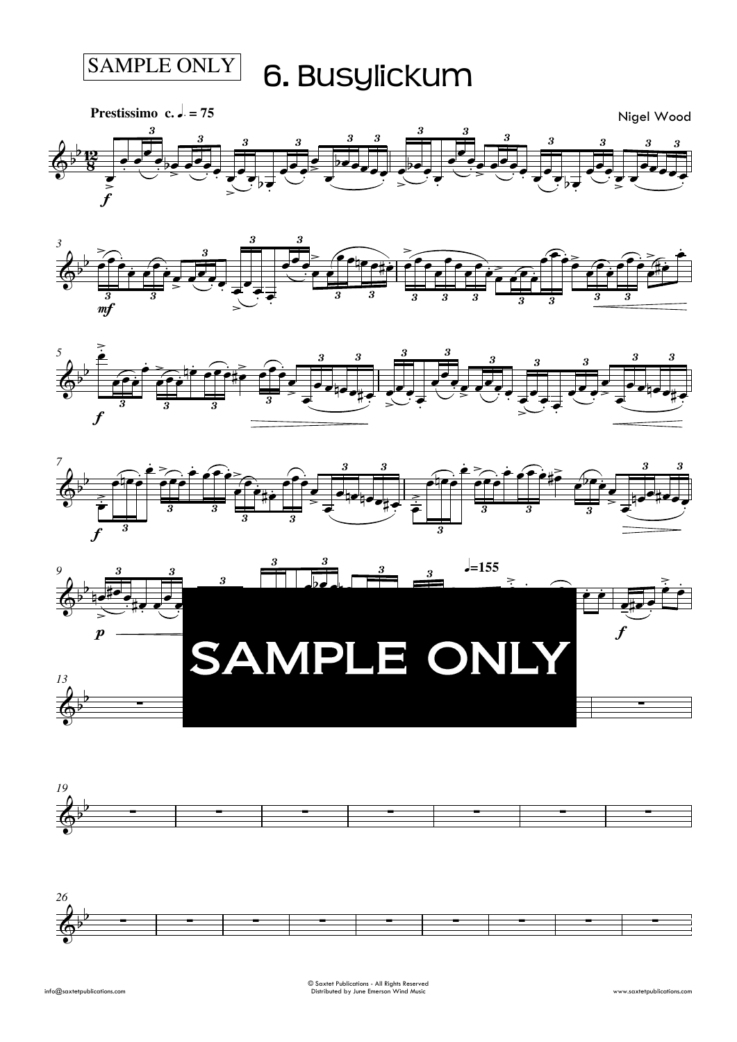SAMPLE ONLY

# 6. Busylickum

**Prestissimo c. ♩. = 75**

Nigel Wood

SAMPLE ONLY